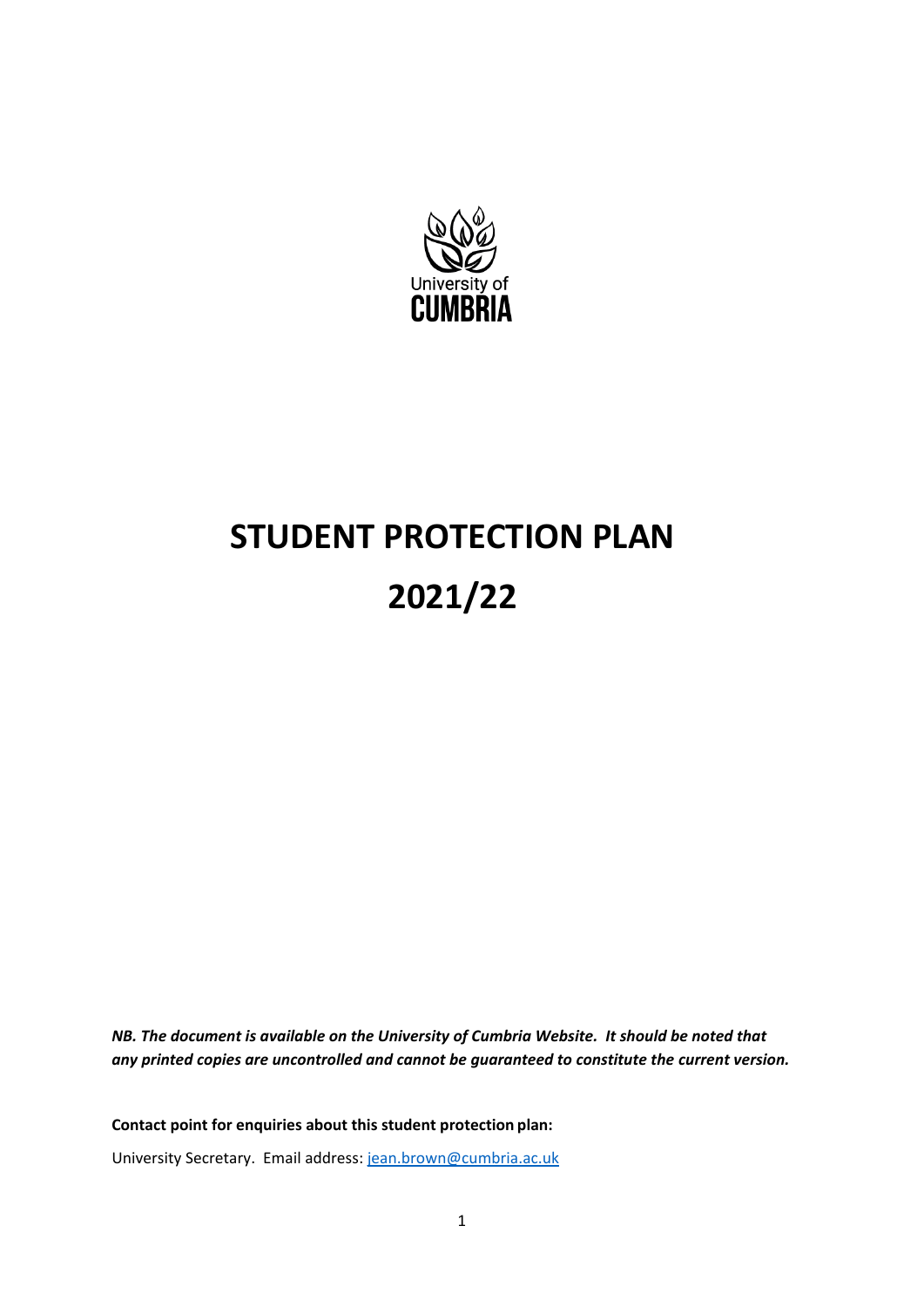University of
CUMBRIA

# STUDENT PROTECTION PLAN

# 2021/22

***NB. The document is available on the University of Cumbria Website. It should be noted that any printed copies are uncontrolled and cannot be guaranteed to constitute the current version.***

**Contact point for enquiries about this student protection plan:**

University Secretary. Email address: [jean.brown@cumbria.ac.uk](mailto:jean.brown@cumbria.ac.uk)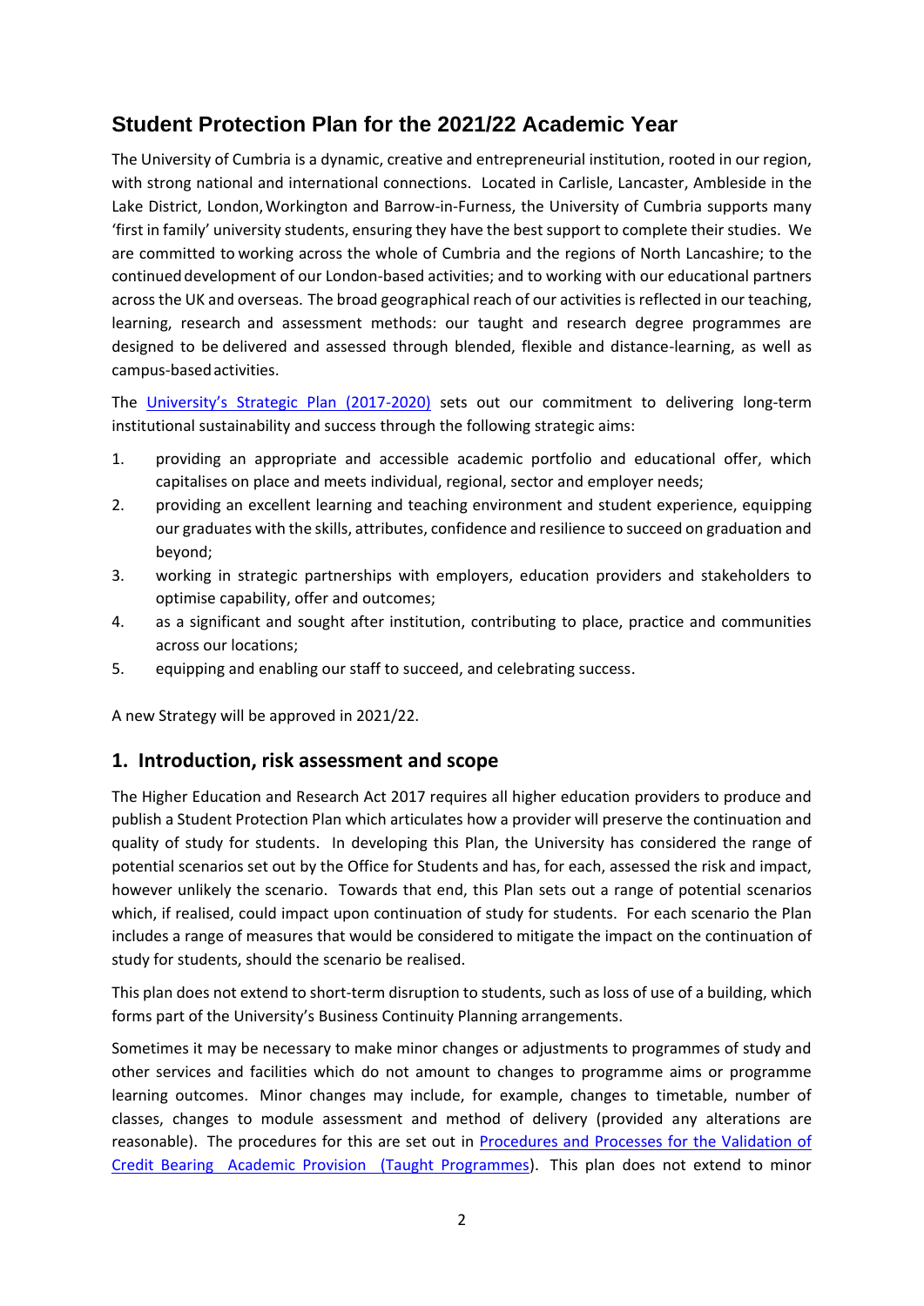# Student Protection Plan for the 2021/22 Academic Year

The University of Cumbria is a dynamic, creative and entrepreneurial institution, rooted in our region, with strong national and international connections. Located in Carlisle, Lancaster, Ambleside in the Lake District, London, Workington and Barrow-in-Furness, the University of Cumbria supports many 'first in family' university students, ensuring they have the best support to complete their studies. We are committed to working across the whole of Cumbria and the regions of North Lancashire; to the continued development of our London-based activities; and to working with our educational partners across the UK and overseas. The broad geographical reach of our activities is reflected in our teaching, learning, research and assessment methods: our taught and research degree programmes are designed to be delivered and assessed through blended, flexible and distance-learning, as well as campus-based activities.

The University's Strategic Plan (2017-2020) sets out our commitment to delivering long-term institutional sustainability and success through the following strategic aims:

1. providing an appropriate and accessible academic portfolio and educational offer, which capitalises on place and meets individual, regional, sector and employer needs;
2. providing an excellent learning and teaching environment and student experience, equipping our graduates with the skills, attributes, confidence and resilience to succeed on graduation and beyond;
3. working in strategic partnerships with employers, education providers and stakeholders to optimise capability, offer and outcomes;
4. as a significant and sought after institution, contributing to place, practice and communities across our locations;
5. equipping and enabling our staff to succeed, and celebrating success.

A new Strategy will be approved in 2021/22.

## 1. Introduction, risk assessment and scope

The Higher Education and Research Act 2017 requires all higher education providers to produce and publish a Student Protection Plan which articulates how a provider will preserve the continuation and quality of study for students. In developing this Plan, the University has considered the range of potential scenarios set out by the Office for Students and has, for each, assessed the risk and impact, however unlikely the scenario. Towards that end, this Plan sets out a range of potential scenarios which, if realised, could impact upon continuation of study for students. For each scenario the Plan includes a range of measures that would be considered to mitigate the impact on the continuation of study for students, should the scenario be realised.

This plan does not extend to short-term disruption to students, such as loss of use of a building, which forms part of the University's Business Continuity Planning arrangements.

Sometimes it may be necessary to make minor changes or adjustments to programmes of study and other services and facilities which do not amount to changes to programme aims or programme learning outcomes. Minor changes may include, for example, changes to timetable, number of classes, changes to module assessment and method of delivery (provided any alterations are reasonable). The procedures for this are set out in Procedures and Processes for the Validation of Credit Bearing Academic Provision (Taught Programmes). This plan does not extend to minor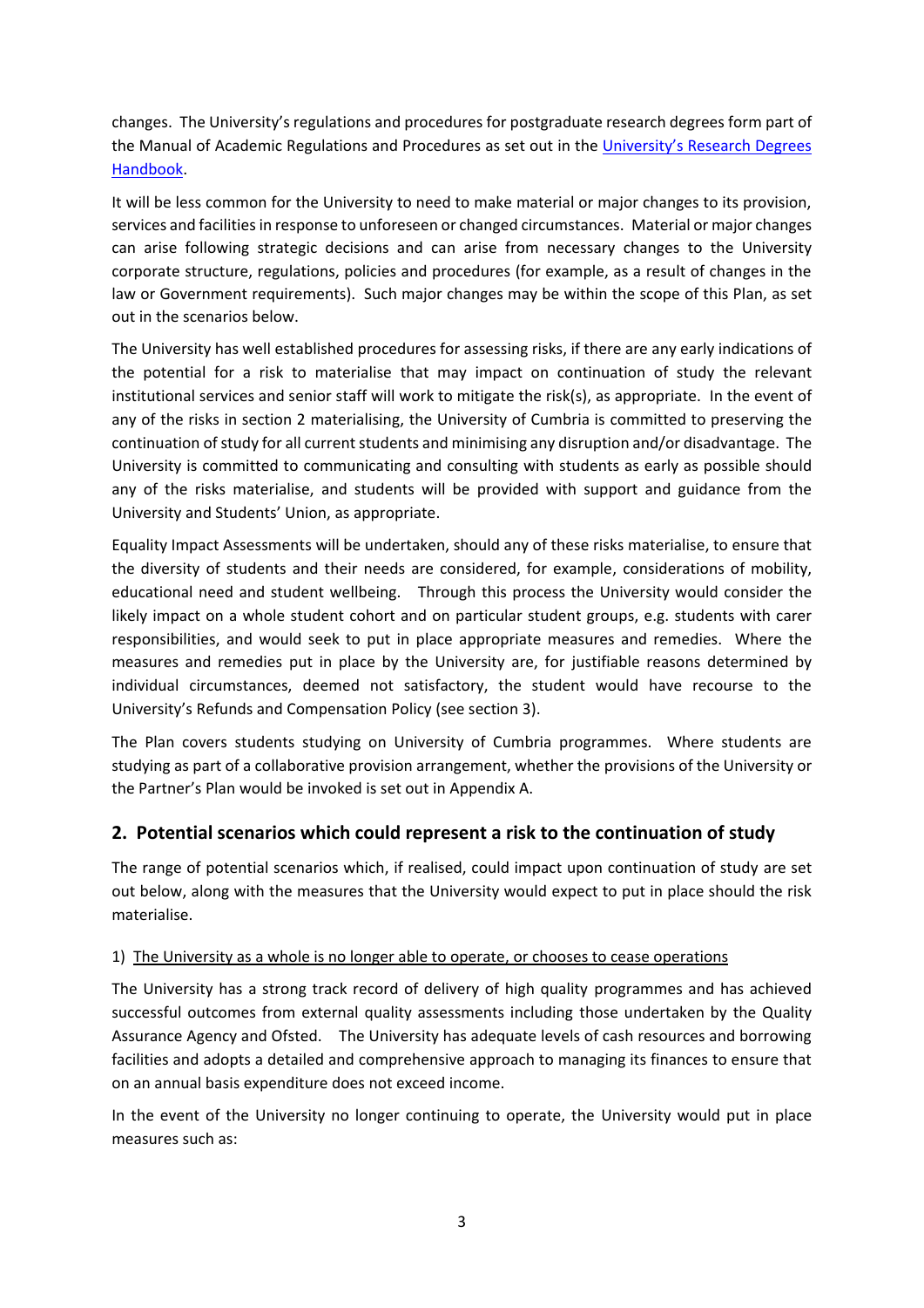changes. The University's regulations and procedures for postgraduate research degrees form part of the Manual of Academic Regulations and Procedures as set out in the [University's Research Degrees Handbook](#).

It will be less common for the University to need to make material or major changes to its provision, services and facilities in response to unforeseen or changed circumstances. Material or major changes can arise following strategic decisions and can arise from necessary changes to the University corporate structure, regulations, policies and procedures (for example, as a result of changes in the law or Government requirements). Such major changes may be within the scope of this Plan, as set out in the scenarios below.

The University has well established procedures for assessing risks, if there are any early indications of the potential for a risk to materialise that may impact on continuation of study the relevant institutional services and senior staff will work to mitigate the risk(s), as appropriate. In the event of any of the risks in section 2 materialising, the University of Cumbria is committed to preserving the continuation of study for all current students and minimising any disruption and/or disadvantage. The University is committed to communicating and consulting with students as early as possible should any of the risks materialise, and students will be provided with support and guidance from the University and Students' Union, as appropriate.

Equality Impact Assessments will be undertaken, should any of these risks materialise, to ensure that the diversity of students and their needs are considered, for example, considerations of mobility, educational need and student wellbeing. Through this process the University would consider the likely impact on a whole student cohort and on particular student groups, e.g. students with carer responsibilities, and would seek to put in place appropriate measures and remedies. Where the measures and remedies put in place by the University are, for justifiable reasons determined by individual circumstances, deemed not satisfactory, the student would have recourse to the University's Refunds and Compensation Policy (see section 3).

The Plan covers students studying on University of Cumbria programmes. Where students are studying as part of a collaborative provision arrangement, whether the provisions of the University or the Partner's Plan would be invoked is set out in Appendix A.

## 2. Potential scenarios which could represent a risk to the continuation of study

The range of potential scenarios which, if realised, could impact upon continuation of study are set out below, along with the measures that the University would expect to put in place should the risk materialise.

1) <u>The University as a whole is no longer able to operate, or chooses to cease operations</u>

The University has a strong track record of delivery of high quality programmes and has achieved successful outcomes from external quality assessments including those undertaken by the Quality Assurance Agency and Ofsted. The University has adequate levels of cash resources and borrowing facilities and adopts a detailed and comprehensive approach to managing its finances to ensure that on an annual basis expenditure does not exceed income.

In the event of the University no longer continuing to operate, the University would put in place measures such as: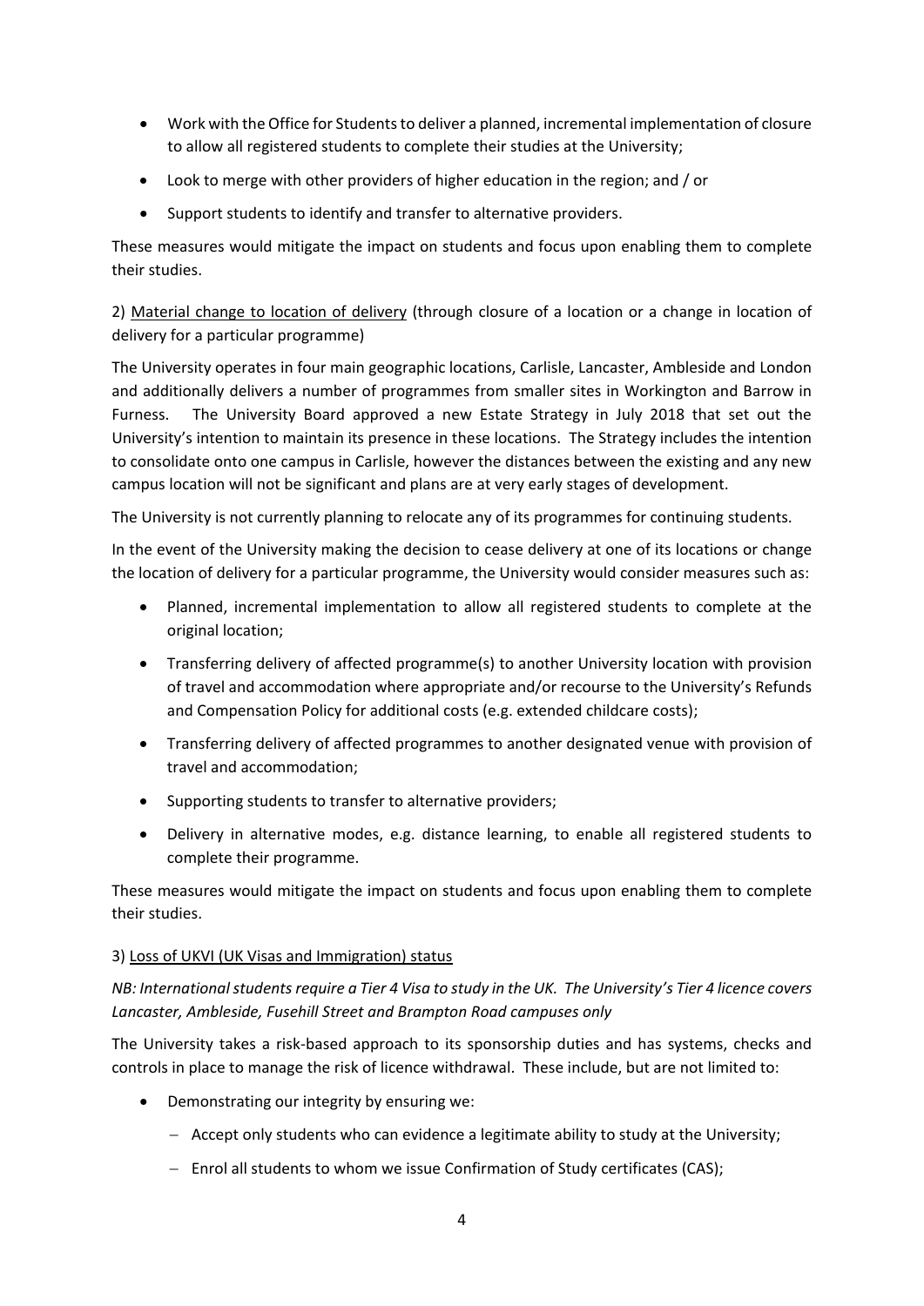- Work with the Office for Students to deliver a planned, incremental implementation of closure to allow all registered students to complete their studies at the University;
- Look to merge with other providers of higher education in the region; and / or
- Support students to identify and transfer to alternative providers.

These measures would mitigate the impact on students and focus upon enabling them to complete their studies.

2) Material change to location of delivery (through closure of a location or a change in location of delivery for a particular programme)

The University operates in four main geographic locations, Carlisle, Lancaster, Ambleside and London and additionally delivers a number of programmes from smaller sites in Workington and Barrow in Furness. The University Board approved a new Estate Strategy in July 2018 that set out the University's intention to maintain its presence in these locations. The Strategy includes the intention to consolidate onto one campus in Carlisle, however the distances between the existing and any new campus location will not be significant and plans are at very early stages of development.

The University is not currently planning to relocate any of its programmes for continuing students.

In the event of the University making the decision to cease delivery at one of its locations or change the location of delivery for a particular programme, the University would consider measures such as:

- Planned, incremental implementation to allow all registered students to complete at the original location;
- Transferring delivery of affected programme(s) to another University location with provision of travel and accommodation where appropriate and/or recourse to the University's Refunds and Compensation Policy for additional costs (e.g. extended childcare costs);
- Transferring delivery of affected programmes to another designated venue with provision of travel and accommodation;
- Supporting students to transfer to alternative providers;
- Delivery in alternative modes, e.g. distance learning, to enable all registered students to complete their programme.

These measures would mitigate the impact on students and focus upon enabling them to complete their studies.

3) Loss of UKVI (UK Visas and Immigration) status

*NB: International students require a Tier 4 Visa to study in the UK. The University's Tier 4 licence covers Lancaster, Ambleside, Fusehill Street and Brampton Road campuses only*

The University takes a risk-based approach to its sponsorship duties and has systems, checks and controls in place to manage the risk of licence withdrawal. These include, but are not limited to:

- Demonstrating our integrity by ensuring we:
  - Accept only students who can evidence a legitimate ability to study at the University;
  - Enrol all students to whom we issue Confirmation of Study certificates (CAS);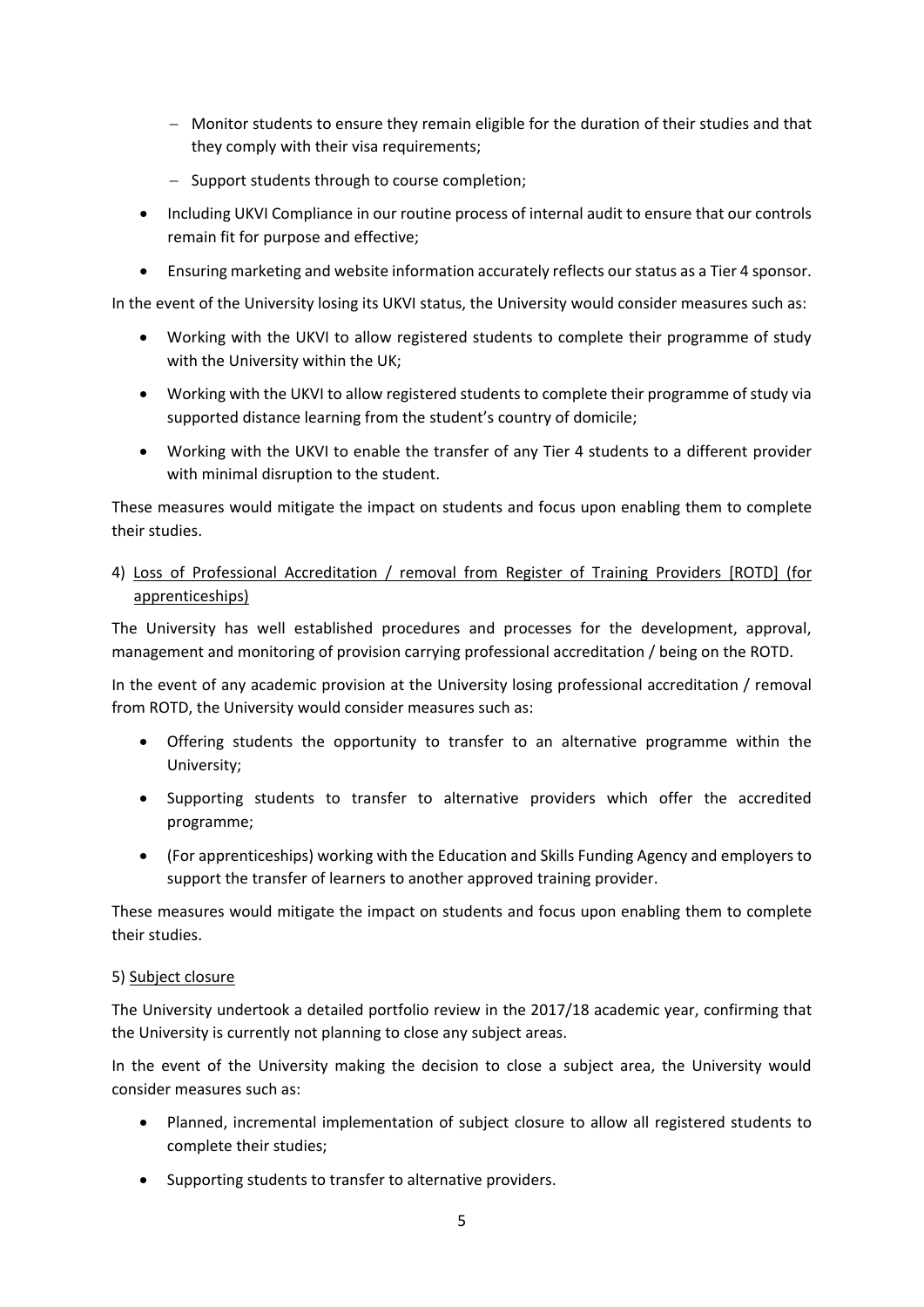- Monitor students to ensure they remain eligible for the duration of their studies and that they comply with their visa requirements;
  - Support students through to course completion;
- Including UKVI Compliance in our routine process of internal audit to ensure that our controls remain fit for purpose and effective;
- Ensuring marketing and website information accurately reflects our status as a Tier 4 sponsor.

In the event of the University losing its UKVI status, the University would consider measures such as:

- Working with the UKVI to allow registered students to complete their programme of study with the University within the UK;
- Working with the UKVI to allow registered students to complete their programme of study via supported distance learning from the student's country of domicile;
- Working with the UKVI to enable the transfer of any Tier 4 students to a different provider with minimal disruption to the student.

These measures would mitigate the impact on students and focus upon enabling them to complete their studies.

4) <u>Loss of Professional Accreditation / removal from Register of Training Providers [ROTD] (for apprenticeships)</u>

The University has well established procedures and processes for the development, approval, management and monitoring of provision carrying professional accreditation / being on the ROTD.

In the event of any academic provision at the University losing professional accreditation / removal from ROTD, the University would consider measures such as:

- Offering students the opportunity to transfer to an alternative programme within the University;
- Supporting students to transfer to alternative providers which offer the accredited programme;
- (For apprenticeships) working with the Education and Skills Funding Agency and employers to support the transfer of learners to another approved training provider.

These measures would mitigate the impact on students and focus upon enabling them to complete their studies.

5) <u>Subject closure</u>

The University undertook a detailed portfolio review in the 2017/18 academic year, confirming that the University is currently not planning to close any subject areas.

In the event of the University making the decision to close a subject area, the University would consider measures such as:

- Planned, incremental implementation of subject closure to allow all registered students to complete their studies;
- Supporting students to transfer to alternative providers.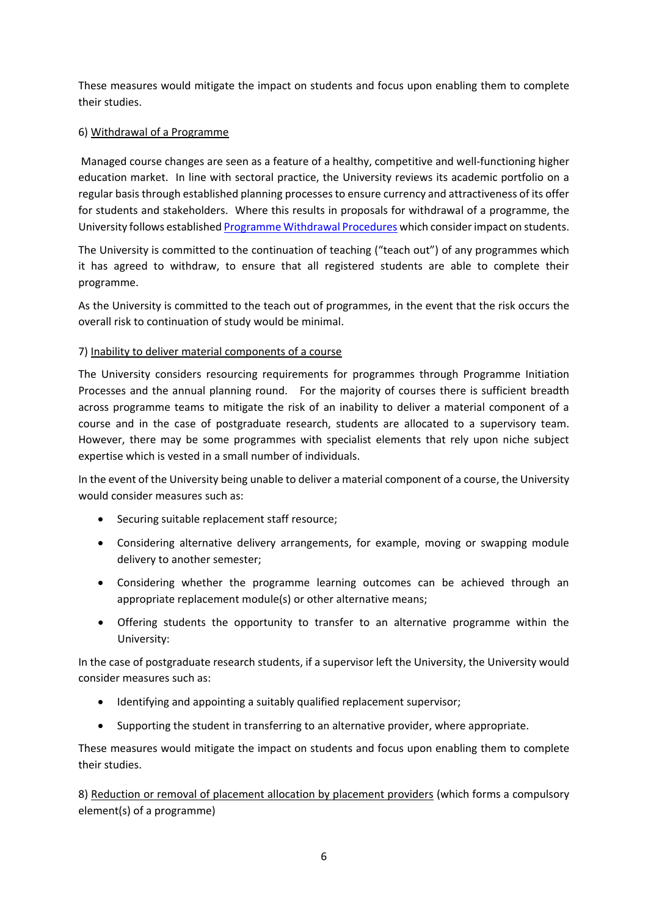These measures would mitigate the impact on students and focus upon enabling them to complete their studies.

6) Withdrawal of a Programme

Managed course changes are seen as a feature of a healthy, competitive and well-functioning higher education market. In line with sectoral practice, the University reviews its academic portfolio on a regular basis through established planning processes to ensure currency and attractiveness of its offer for students and stakeholders. Where this results in proposals for withdrawal of a programme, the University follows established [Programme Withdrawal Procedures] which consider impact on students.

The University is committed to the continuation of teaching ("teach out") of any programmes which it has agreed to withdraw, to ensure that all registered students are able to complete their programme.

As the University is committed to the teach out of programmes, in the event that the risk occurs the overall risk to continuation of study would be minimal.

7) Inability to deliver material components of a course

The University considers resourcing requirements for programmes through Programme Initiation Processes and the annual planning round. For the majority of courses there is sufficient breadth across programme teams to mitigate the risk of an inability to deliver a material component of a course and in the case of postgraduate research, students are allocated to a supervisory team. However, there may be some programmes with specialist elements that rely upon niche subject expertise which is vested in a small number of individuals.

In the event of the University being unable to deliver a material component of a course, the University would consider measures such as:

- Securing suitable replacement staff resource;
- Considering alternative delivery arrangements, for example, moving or swapping module delivery to another semester;
- Considering whether the programme learning outcomes can be achieved through an appropriate replacement module(s) or other alternative means;
- Offering students the opportunity to transfer to an alternative programme within the University:

In the case of postgraduate research students, if a supervisor left the University, the University would consider measures such as:

- Identifying and appointing a suitably qualified replacement supervisor;
- Supporting the student in transferring to an alternative provider, where appropriate.

These measures would mitigate the impact on students and focus upon enabling them to complete their studies.

8) Reduction or removal of placement allocation by placement providers (which forms a compulsory element(s) of a programme)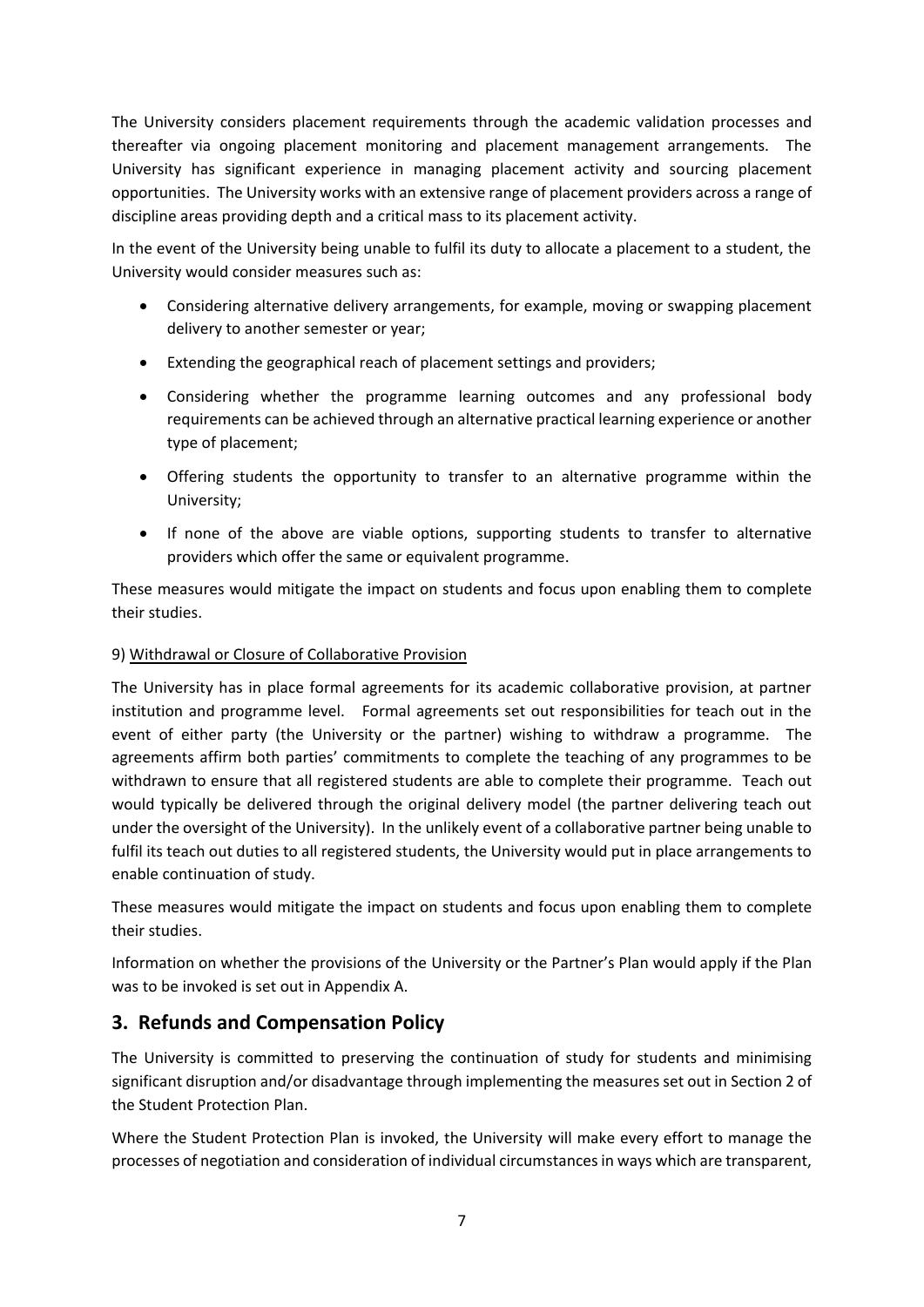The University considers placement requirements through the academic validation processes and thereafter via ongoing placement monitoring and placement management arrangements. The University has significant experience in managing placement activity and sourcing placement opportunities. The University works with an extensive range of placement providers across a range of discipline areas providing depth and a critical mass to its placement activity.

In the event of the University being unable to fulfil its duty to allocate a placement to a student, the University would consider measures such as:

- Considering alternative delivery arrangements, for example, moving or swapping placement delivery to another semester or year;
- Extending the geographical reach of placement settings and providers;
- Considering whether the programme learning outcomes and any professional body requirements can be achieved through an alternative practical learning experience or another type of placement;
- Offering students the opportunity to transfer to an alternative programme within the University;
- If none of the above are viable options, supporting students to transfer to alternative providers which offer the same or equivalent programme.

These measures would mitigate the impact on students and focus upon enabling them to complete their studies.

9) Withdrawal or Closure of Collaborative Provision

The University has in place formal agreements for its academic collaborative provision, at partner institution and programme level. Formal agreements set out responsibilities for teach out in the event of either party (the University or the partner) wishing to withdraw a programme. The agreements affirm both parties' commitments to complete the teaching of any programmes to be withdrawn to ensure that all registered students are able to complete their programme. Teach out would typically be delivered through the original delivery model (the partner delivering teach out under the oversight of the University). In the unlikely event of a collaborative partner being unable to fulfil its teach out duties to all registered students, the University would put in place arrangements to enable continuation of study.

These measures would mitigate the impact on students and focus upon enabling them to complete their studies.

Information on whether the provisions of the University or the Partner's Plan would apply if the Plan was to be invoked is set out in Appendix A.

## 3. Refunds and Compensation Policy

The University is committed to preserving the continuation of study for students and minimising significant disruption and/or disadvantage through implementing the measures set out in Section 2 of the Student Protection Plan.

Where the Student Protection Plan is invoked, the University will make every effort to manage the processes of negotiation and consideration of individual circumstances in ways which are transparent,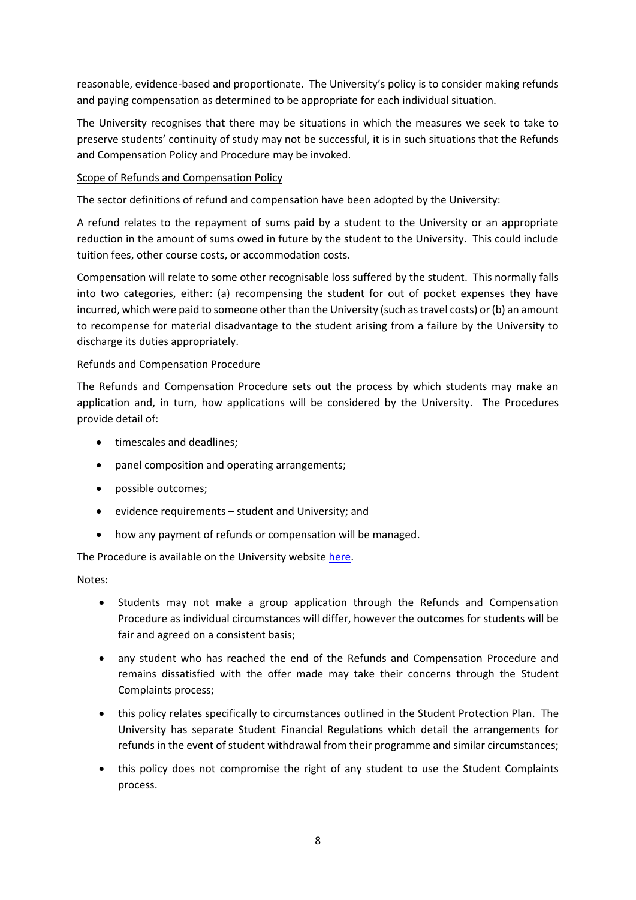reasonable, evidence-based and proportionate. The University's policy is to consider making refunds and paying compensation as determined to be appropriate for each individual situation.

The University recognises that there may be situations in which the measures we seek to take to preserve students' continuity of study may not be successful, it is in such situations that the Refunds and Compensation Policy and Procedure may be invoked.

Scope of Refunds and Compensation Policy

The sector definitions of refund and compensation have been adopted by the University:

A refund relates to the repayment of sums paid by a student to the University or an appropriate reduction in the amount of sums owed in future by the student to the University. This could include tuition fees, other course costs, or accommodation costs.

Compensation will relate to some other recognisable loss suffered by the student. This normally falls into two categories, either: (a) recompensing the student for out of pocket expenses they have incurred, which were paid to someone other than the University (such as travel costs) or (b) an amount to recompense for material disadvantage to the student arising from a failure by the University to discharge its duties appropriately.

Refunds and Compensation Procedure

The Refunds and Compensation Procedure sets out the process by which students may make an application and, in turn, how applications will be considered by the University. The Procedures provide detail of:

- timescales and deadlines;
- panel composition and operating arrangements;
- possible outcomes;
- evidence requirements – student and University; and
- how any payment of refunds or compensation will be managed.

The Procedure is available on the University website here.

Notes:

- Students may not make a group application through the Refunds and Compensation Procedure as individual circumstances will differ, however the outcomes for students will be fair and agreed on a consistent basis;
- any student who has reached the end of the Refunds and Compensation Procedure and remains dissatisfied with the offer made may take their concerns through the Student Complaints process;
- this policy relates specifically to circumstances outlined in the Student Protection Plan. The University has separate Student Financial Regulations which detail the arrangements for refunds in the event of student withdrawal from their programme and similar circumstances;
- this policy does not compromise the right of any student to use the Student Complaints process.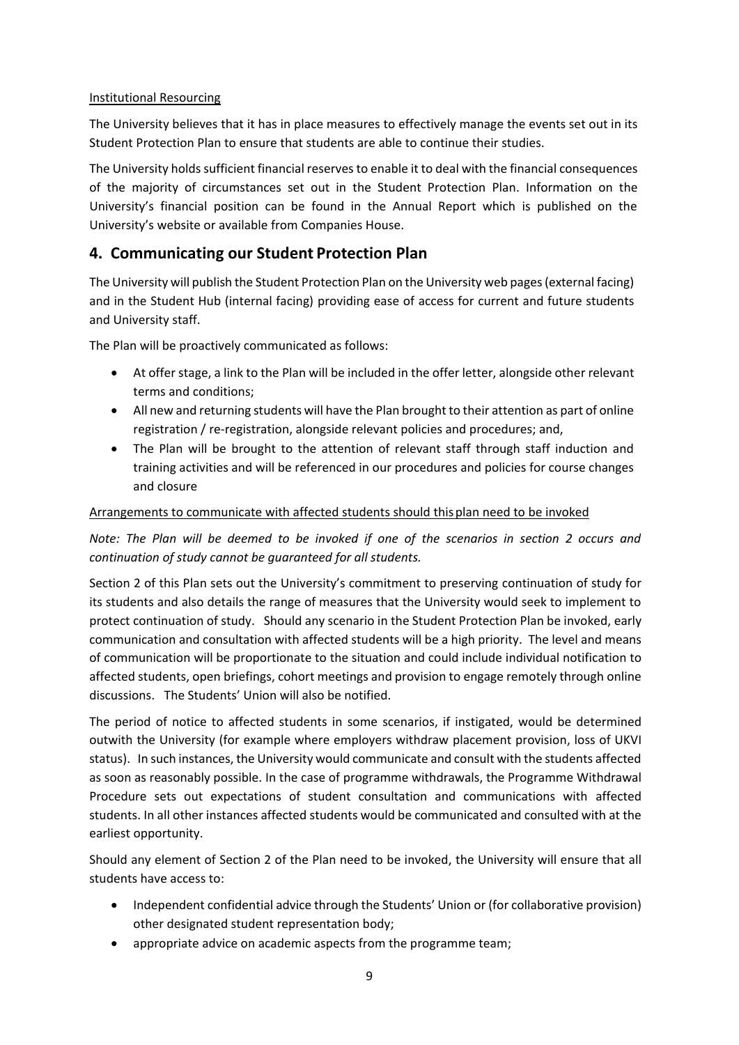Institutional Resourcing

The University believes that it has in place measures to effectively manage the events set out in its Student Protection Plan to ensure that students are able to continue their studies.

The University holds sufficient financial reserves to enable it to deal with the financial consequences of the majority of circumstances set out in the Student Protection Plan. Information on the University's financial position can be found in the Annual Report which is published on the University's website or available from Companies House.

## 4. Communicating our Student Protection Plan

The University will publish the Student Protection Plan on the University web pages (external facing) and in the Student Hub (internal facing) providing ease of access for current and future students and University staff.

The Plan will be proactively communicated as follows:

- At offer stage, a link to the Plan will be included in the offer letter, alongside other relevant terms and conditions;
- All new and returning students will have the Plan brought to their attention as part of online registration / re-registration, alongside relevant policies and procedures; and,
- The Plan will be brought to the attention of relevant staff through staff induction and training activities and will be referenced in our procedures and policies for course changes and closure

Arrangements to communicate with affected students should this plan need to be invoked

*Note: The Plan will be deemed to be invoked if one of the scenarios in section 2 occurs and continuation of study cannot be guaranteed for all students.*

Section 2 of this Plan sets out the University's commitment to preserving continuation of study for its students and also details the range of measures that the University would seek to implement to protect continuation of study. Should any scenario in the Student Protection Plan be invoked, early communication and consultation with affected students will be a high priority. The level and means of communication will be proportionate to the situation and could include individual notification to affected students, open briefings, cohort meetings and provision to engage remotely through online discussions. The Students' Union will also be notified.

The period of notice to affected students in some scenarios, if instigated, would be determined outwith the University (for example where employers withdraw placement provision, loss of UKVI status). In such instances, the University would communicate and consult with the students affected as soon as reasonably possible. In the case of programme withdrawals, the Programme Withdrawal Procedure sets out expectations of student consultation and communications with affected students. In all other instances affected students would be communicated and consulted with at the earliest opportunity.

Should any element of Section 2 of the Plan need to be invoked, the University will ensure that all students have access to:

- Independent confidential advice through the Students' Union or (for collaborative provision) other designated student representation body;
- appropriate advice on academic aspects from the programme team;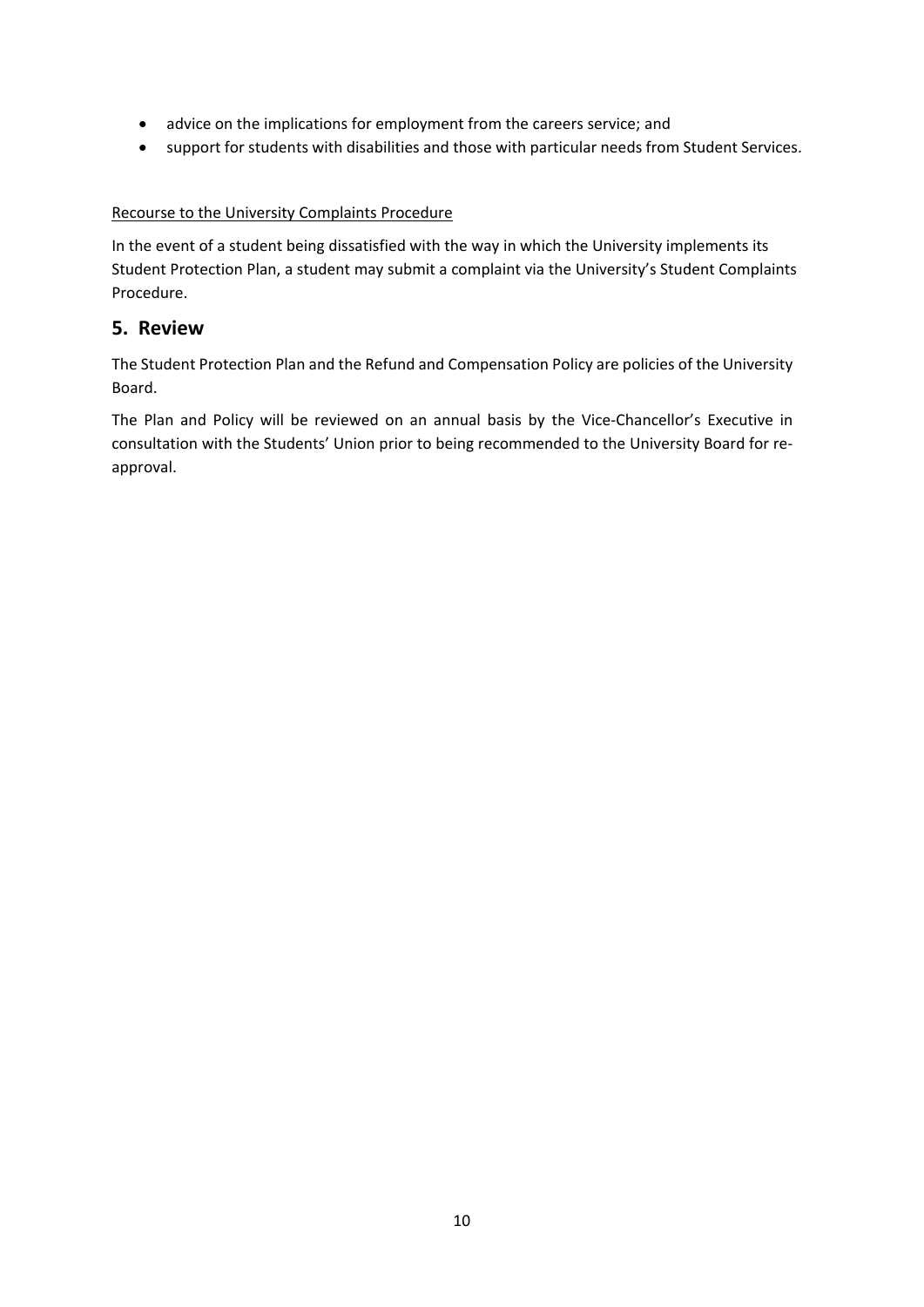- advice on the implications for employment from the careers service; and
- support for students with disabilities and those with particular needs from Student Services.

Recourse to the University Complaints Procedure

In the event of a student being dissatisfied with the way in which the University implements its Student Protection Plan, a student may submit a complaint via the University's Student Complaints Procedure.

## 5. Review

The Student Protection Plan and the Refund and Compensation Policy are policies of the University Board.

The Plan and Policy will be reviewed on an annual basis by the Vice-Chancellor's Executive in consultation with the Students' Union prior to being recommended to the University Board for re-approval.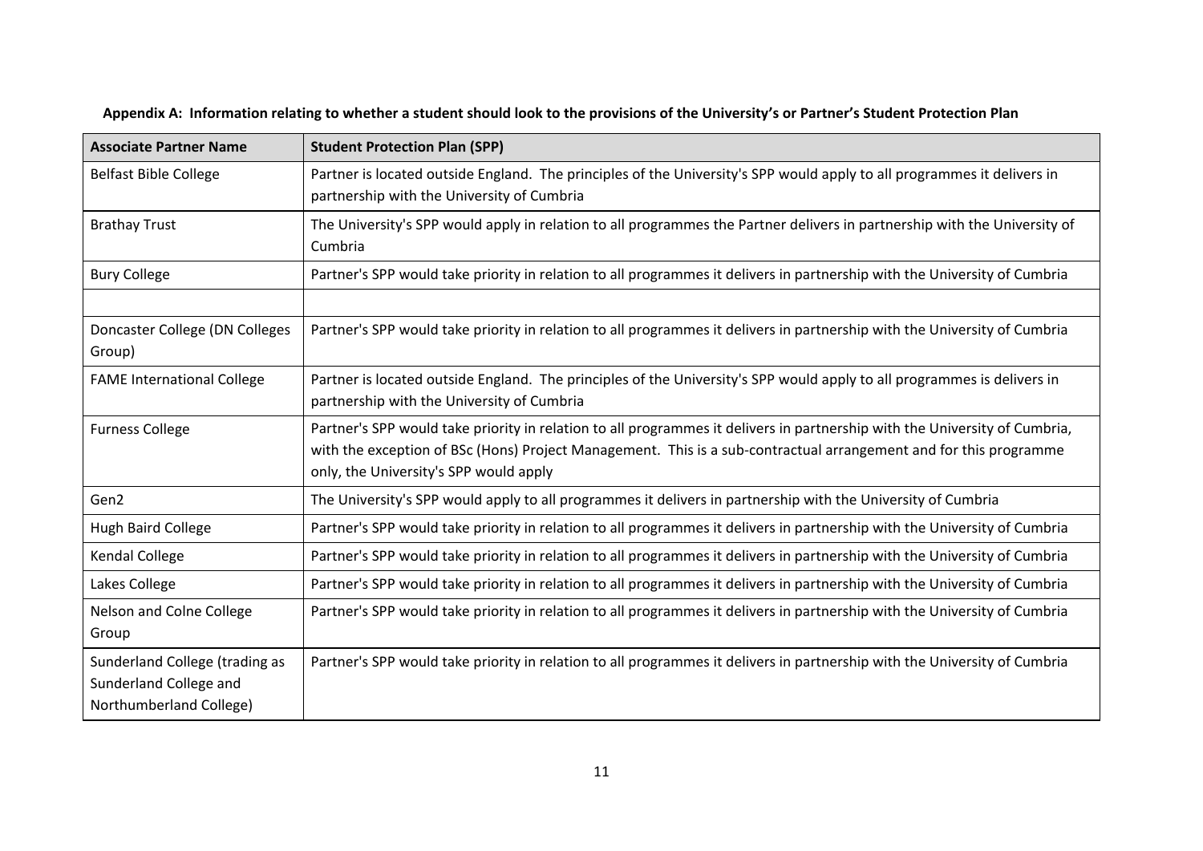**Appendix A: Information relating to whether a student should look to the provisions of the University's or Partner's Student Protection Plan**

| Associate Partner Name | Student Protection Plan (SPP) |
|---|---|
| Belfast Bible College | Partner is located outside England. The principles of the University's SPP would apply to all programmes it delivers in partnership with the University of Cumbria |
| Brathay Trust | The University's SPP would apply in relation to all programmes the Partner delivers in partnership with the University of Cumbria |
| Bury College | Partner's SPP would take priority in relation to all programmes it delivers in partnership with the University of Cumbria |
| | |
| Doncaster College (DN Colleges Group) | Partner's SPP would take priority in relation to all programmes it delivers in partnership with the University of Cumbria |
| FAME International College | Partner is located outside England. The principles of the University's SPP would apply to all programmes is delivers in partnership with the University of Cumbria |
| Furness College | Partner's SPP would take priority in relation to all programmes it delivers in partnership with the University of Cumbria, with the exception of BSc (Hons) Project Management. This is a sub-contractual arrangement and for this programme only, the University's SPP would apply |
| Gen2 | The University's SPP would apply to all programmes it delivers in partnership with the University of Cumbria |
| Hugh Baird College | Partner's SPP would take priority in relation to all programmes it delivers in partnership with the University of Cumbria |
| Kendal College | Partner's SPP would take priority in relation to all programmes it delivers in partnership with the University of Cumbria |
| Lakes College | Partner's SPP would take priority in relation to all programmes it delivers in partnership with the University of Cumbria |
| Nelson and Colne College Group | Partner's SPP would take priority in relation to all programmes it delivers in partnership with the University of Cumbria |
| Sunderland College (trading as Sunderland College and Northumberland College) | Partner's SPP would take priority in relation to all programmes it delivers in partnership with the University of Cumbria |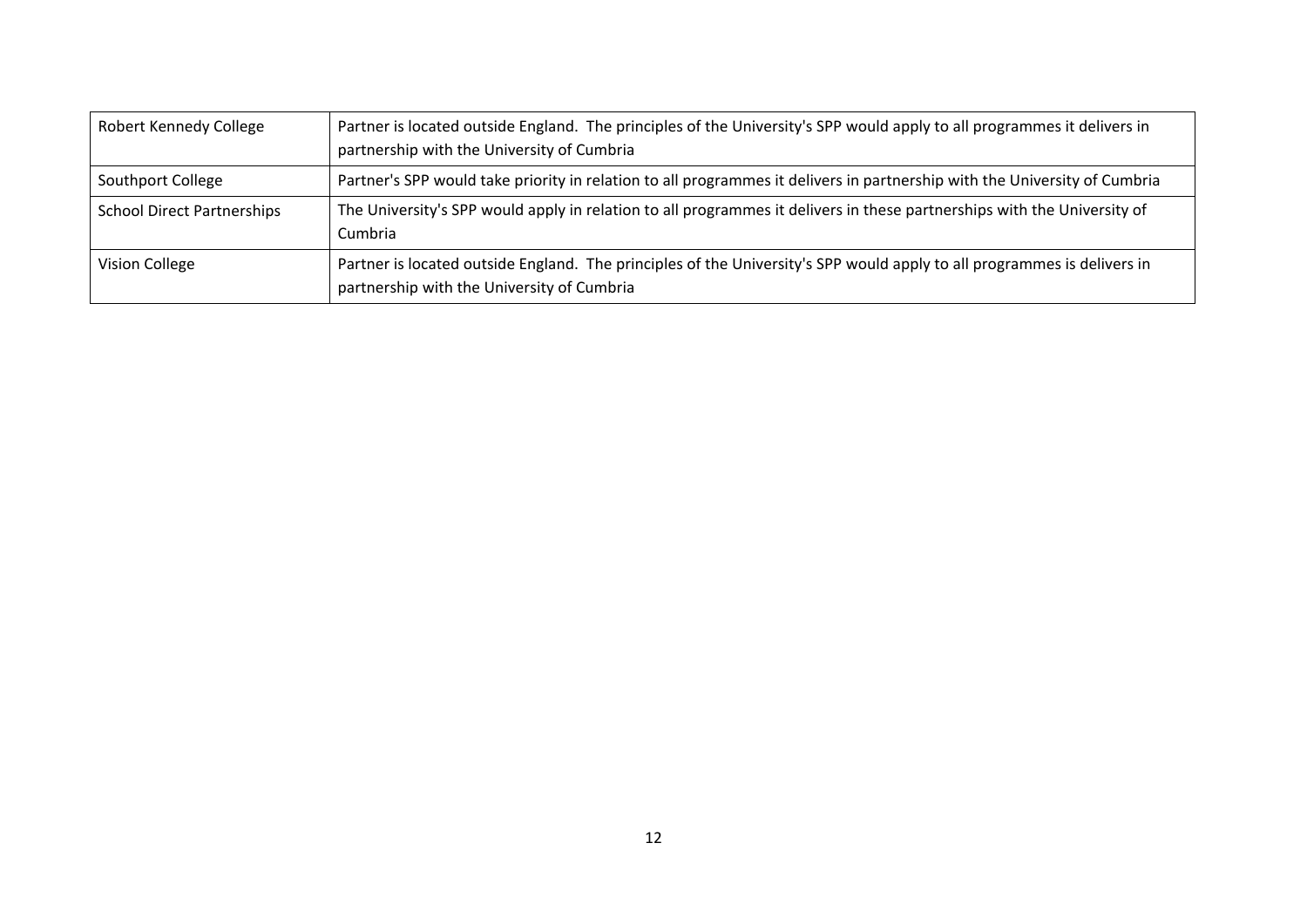| | |
|---|---|
| Robert Kennedy College | Partner is located outside England. The principles of the University's SPP would apply to all programmes it delivers in partnership with the University of Cumbria |
| Southport College | Partner's SPP would take priority in relation to all programmes it delivers in partnership with the University of Cumbria |
| School Direct Partnerships | The University's SPP would apply in relation to all programmes it delivers in these partnerships with the University of Cumbria |
| Vision College | Partner is located outside England. The principles of the University's SPP would apply to all programmes is delivers in partnership with the University of Cumbria |